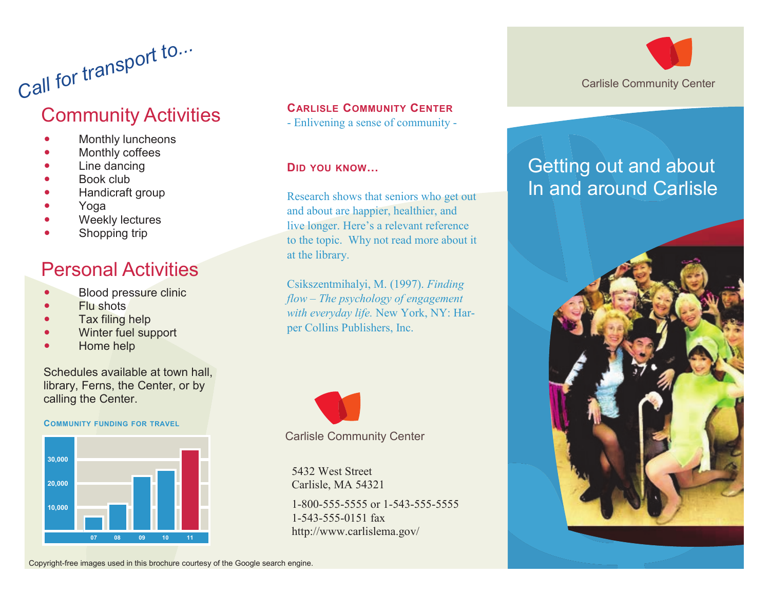*Call for transport to...*

## Community Activities

- Monthly luncheons
- Monthly coffees
- Line dancing
- Book club
- Handicraft group
- Yoga
- Weekly lectures
- Shopping trip

## Personal Activities

- Blood pressure clinic
- Flu shots
- Tax filing help
- Winter fuel support
- Home help

Schedules available at town hall, library, Ferns, the Center, or by calling the Center.

### COMMUNITY FUNDING FOR TRAVEL

30,000
20,000
10,000

07 08 09 10 11

Copyright-free images used in this brochure courtesy of the Google search engine.

## CARLISLE COMMUNITY CENTER

- Enlivening a sense of community -

### DID YOU KNOW...

Research shows that seniors who get out and about are happier, healthier, and live longer. Here's a relevant reference to the topic. Why not read more about it at the library.

Csikszentmihalyi, M. (1997). *Finding flow – The psychology of engagement with everyday life.* New York, NY: Harper Collins Publishers, Inc.

Carlisle Community Center

5432 West Street
Carlisle, MA 54321

1-800-555-5555 or 1-543-555-5555
1-543-555-0151 fax
http://www.carlislema.gov/

Carlisle Community Center

# Getting out and about In and around Carlisle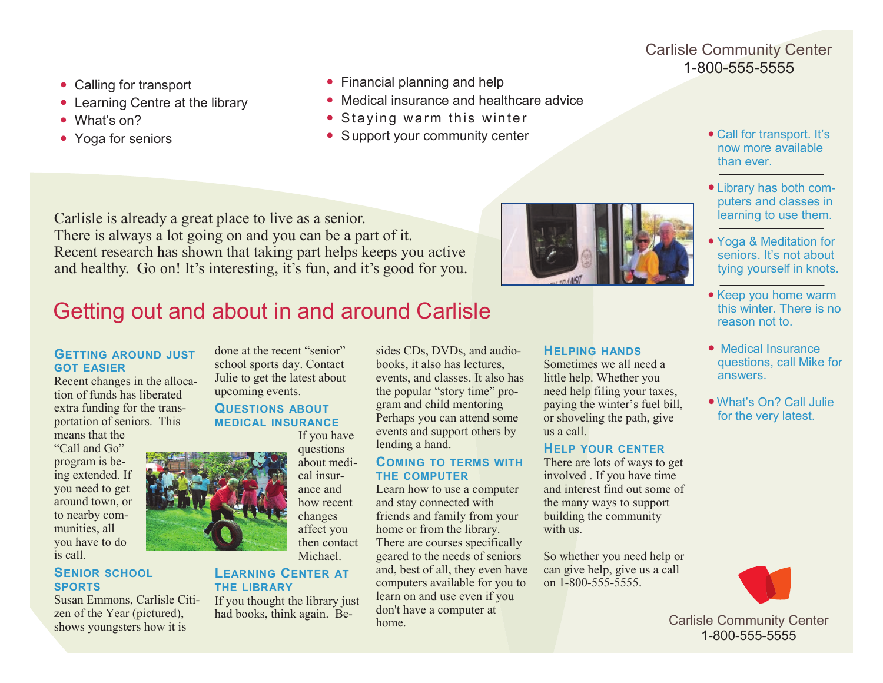Carlisle Community Center
1-800-555-5555

- Calling for transport
- Learning Centre at the library
- What's on?
- Yoga for seniors
- Financial planning and help
- Medical insurance and healthcare advice
- Staying warm this winter
- Support your community center

Carlisle is already a great place to live as a senior. There is always a lot going on and you can be a part of it. Recent research has shown that taking part helps keeps you active and healthy. Go on! It's interesting, it's fun, and it's good for you.

## Getting out and about in and around Carlisle

### Getting around just got easier

Recent changes in the allocation of funds has liberated extra funding for the transportation of seniors. This means that the "Call and Go" program is being extended. If you need to get around town, or to nearby communities, all you have to do is call.

### Senior school sports

Susan Emmons, Carlisle Citizen of the Year (pictured), shows youngsters how it is done at the recent "senior" school sports day. Contact Julie to get the latest about upcoming events.

### Questions about medical insurance

If you have questions about medical insurance and how recent changes affect you then contact Michael.

### Learning Center at the library

If you thought the library just had books, think again. Besides CDs, DVDs, and audio-books, it also has lectures, events, and classes. It also has the popular "story time" program and child mentoring Perhaps you can attend some events and support others by lending a hand.

### Coming to terms with the computer

Learn how to use a computer and stay connected with friends and family from your home or from the library. There are courses specifically geared to the needs of seniors and, best of all, they even have computers available for you to learn on and use even if you don't have a computer at home.

### Helping hands

Sometimes we all need a little help. Whether you need help filing your taxes, paying the winter's fuel bill, or shoveling the path, give us a call.

### Help your center

There are lots of ways to get involved . If you have time and interest find out some of the many ways to support building the community with us.

So whether you need help or can give help, give us a call on 1-800-555-5555.

- Call for transport. It's now more available than ever.
- Library has both computers and classes in learning to use them.
- Yoga & Meditation for seniors. It's not about tying yourself in knots.
- Keep you home warm this winter. There is no reason not to.
- Medical Insurance questions, call Mike for answers.
- What's On? Call Julie for the very latest.

Carlisle Community Center
1-800-555-5555